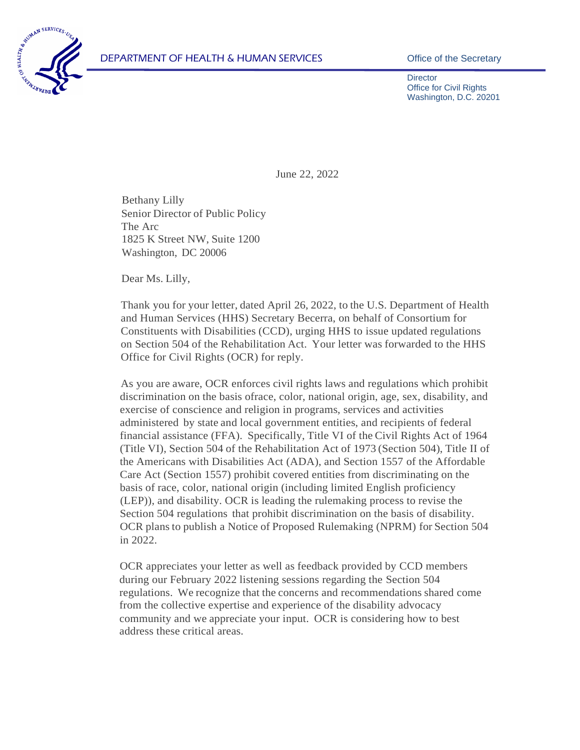DEPARTMENT OF HEALTH & HUMAN SERVICES

Office of the Secretary

Director
Office for Civil Rights
Washington, D.C. 20201

June 22, 2022

Bethany Lilly
Senior Director of Public Policy
The Arc
1825 K Street NW, Suite 1200
Washington, DC 20006

Dear Ms. Lilly,

Thank you for your letter, dated April 26, 2022, to the U.S. Department of Health and Human Services (HHS) Secretary Becerra, on behalf of Consortium for Constituents with Disabilities (CCD), urging HHS to issue updated regulations on Section 504 of the Rehabilitation Act. Your letter was forwarded to the HHS Office for Civil Rights (OCR) for reply.

As you are aware, OCR enforces civil rights laws and regulations which prohibit discrimination on the basis ofrace, color, national origin, age, sex, disability, and exercise of conscience and religion in programs, services and activities administered by state and local government entities, and recipients of federal financial assistance (FFA). Specifically, Title VI of the Civil Rights Act of 1964 (Title VI), Section 504 of the Rehabilitation Act of 1973 (Section 504), Title II of the Americans with Disabilities Act (ADA), and Section 1557 of the Affordable Care Act (Section 1557) prohibit covered entities from discriminating on the basis of race, color, national origin (including limited English proficiency (LEP)), and disability. OCR is leading the rulemaking process to revise the Section 504 regulations that prohibit discrimination on the basis of disability. OCR plans to publish a Notice of Proposed Rulemaking (NPRM) for Section 504 in 2022.

OCR appreciates your letter as well as feedback provided by CCD members during our February 2022 listening sessions regarding the Section 504 regulations. We recognize that the concerns and recommendations shared come from the collective expertise and experience of the disability advocacy community and we appreciate your input. OCR is considering how to best address these critical areas.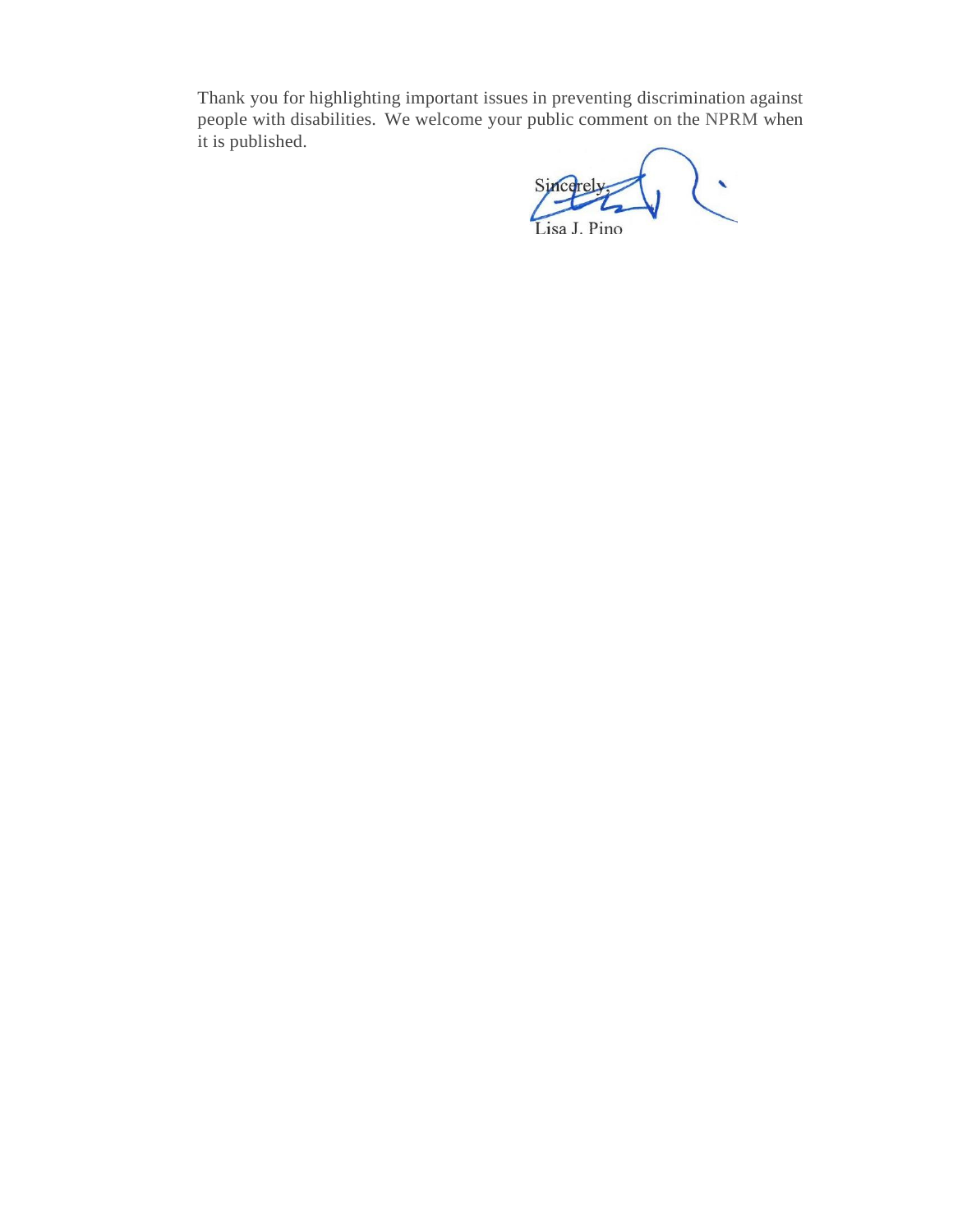Thank you for highlighting important issues in preventing discrimination against people with disabilities. We welcome your public comment on the NPRM when it is published.

Sincerely,

Lisa J. Pino